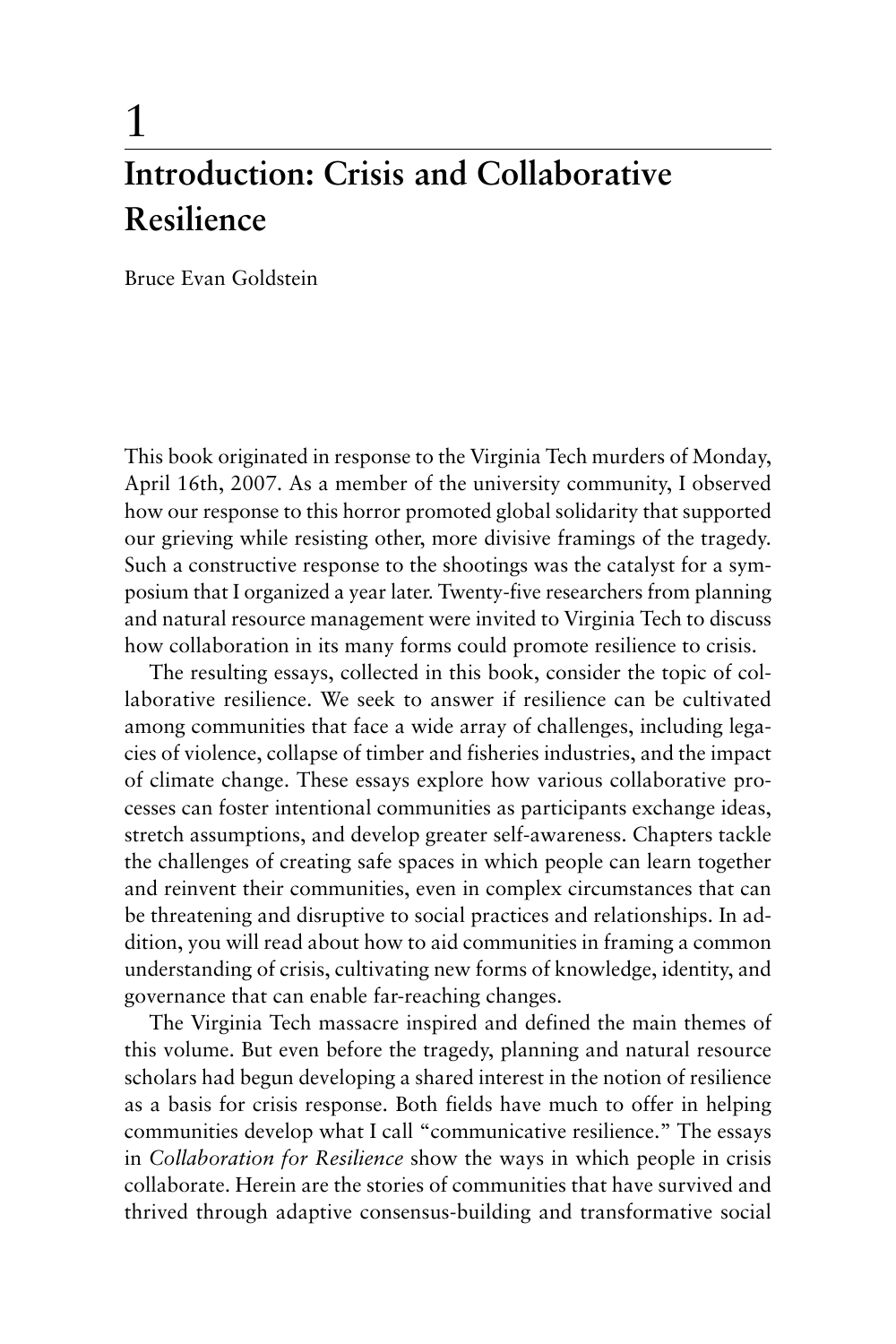# 1

# Introduction: Crisis and Collaborative Resilience

Bruce Evan Goldstein

This book originated in response to the Virginia Tech murders of Monday, April 16th, 2007. As a member of the university community, I observed how our response to this horror promoted global solidarity that supported our grieving while resisting other, more divisive framings of the tragedy. Such a constructive response to the shootings was the catalyst for a symposium that I organized a year later. Twenty-five researchers from planning and natural resource management were invited to Virginia Tech to discuss how collaboration in its many forms could promote resilience to crisis.

The resulting essays, collected in this book, consider the topic of collaborative resilience. We seek to answer if resilience can be cultivated among communities that face a wide array of challenges, including legacies of violence, collapse of timber and fisheries industries, and the impact of climate change. These essays explore how various collaborative processes can foster intentional communities as participants exchange ideas, stretch assumptions, and develop greater self-awareness. Chapters tackle the challenges of creating safe spaces in which people can learn together and reinvent their communities, even in complex circumstances that can be threatening and disruptive to social practices and relationships. In addition, you will read about how to aid communities in framing a common understanding of crisis, cultivating new forms of knowledge, identity, and governance that can enable far-reaching changes.

The Virginia Tech massacre inspired and defined the main themes of this volume. But even before the tragedy, planning and natural resource scholars had begun developing a shared interest in the notion of resilience as a basis for crisis response. Both fields have much to offer in helping communities develop what I call "communicative resilience." The essays in *Collaboration for Resilience* show the ways in which people in crisis collaborate. Herein are the stories of communities that have survived and thrived through adaptive consensus-building and transformative social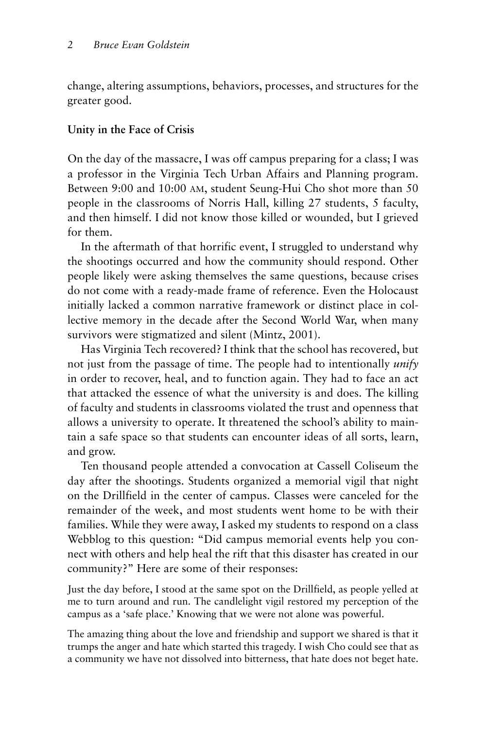change, altering assumptions, behaviors, processes, and structures for the greater good.

**Unity in the Face of Crisis**

On the day of the massacre, I was off campus preparing for a class; I was a professor in the Virginia Tech Urban Affairs and Planning program. Between 9:00 and 10:00 AM, student Seung-Hui Cho shot more than 50 people in the classrooms of Norris Hall, killing 27 students, 5 faculty, and then himself. I did not know those killed or wounded, but I grieved for them.

In the aftermath of that horrific event, I struggled to understand why the shootings occurred and how the community should respond. Other people likely were asking themselves the same questions, because crises do not come with a ready-made frame of reference. Even the Holocaust initially lacked a common narrative framework or distinct place in collective memory in the decade after the Second World War, when many survivors were stigmatized and silent (Mintz, 2001).

Has Virginia Tech recovered? I think that the school has recovered, but not just from the passage of time. The people had to intentionally *unify* in order to recover, heal, and to function again. They had to face an act that attacked the essence of what the university is and does. The killing of faculty and students in classrooms violated the trust and openness that allows a university to operate. It threatened the school's ability to maintain a safe space so that students can encounter ideas of all sorts, learn, and grow.

Ten thousand people attended a convocation at Cassell Coliseum the day after the shootings. Students organized a memorial vigil that night on the Drillfield in the center of campus. Classes were canceled for the remainder of the week, and most students went home to be with their families. While they were away, I asked my students to respond on a class Webblog to this question: "Did campus memorial events help you connect with others and help heal the rift that this disaster has created in our community?" Here are some of their responses:

> Just the day before, I stood at the same spot on the Drillfield, as people yelled at me to turn around and run. The candlelight vigil restored my perception of the campus as a 'safe place.' Knowing that we were not alone was powerful.

> The amazing thing about the love and friendship and support we shared is that it trumps the anger and hate which started this tragedy. I wish Cho could see that as a community we have not dissolved into bitterness, that hate does not beget hate.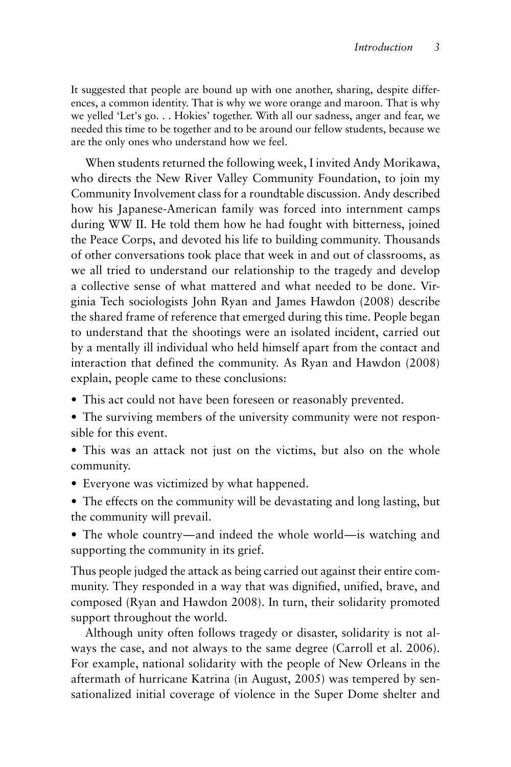It suggested that people are bound up with one another, sharing, despite differences, a common identity. That is why we wore orange and maroon. That is why we yelled 'Let's go. . . Hokies' together. With all our sadness, anger and fear, we needed this time to be together and to be around our fellow students, because we are the only ones who understand how we feel.

When students returned the following week, I invited Andy Morikawa, who directs the New River Valley Community Foundation, to join my Community Involvement class for a roundtable discussion. Andy described how his Japanese-American family was forced into internment camps during WW II. He told them how he had fought with bitterness, joined the Peace Corps, and devoted his life to building community. Thousands of other conversations took place that week in and out of classrooms, as we all tried to understand our relationship to the tragedy and develop a collective sense of what mattered and what needed to be done. Virginia Tech sociologists John Ryan and James Hawdon (2008) describe the shared frame of reference that emerged during this time. People began to understand that the shootings were an isolated incident, carried out by a mentally ill individual who held himself apart from the contact and interaction that defined the community. As Ryan and Hawdon (2008) explain, people came to these conclusions:

- This act could not have been foreseen or reasonably prevented.
- The surviving members of the university community were not responsible for this event.
- This was an attack not just on the victims, but also on the whole community.
- Everyone was victimized by what happened.
- The effects on the community will be devastating and long lasting, but the community will prevail.
- The whole country—and indeed the whole world—is watching and supporting the community in its grief.

Thus people judged the attack as being carried out against their entire community. They responded in a way that was dignified, unified, brave, and composed (Ryan and Hawdon 2008). In turn, their solidarity promoted support throughout the world.

Although unity often follows tragedy or disaster, solidarity is not always the case, and not always to the same degree (Carroll et al. 2006). For example, national solidarity with the people of New Orleans in the aftermath of hurricane Katrina (in August, 2005) was tempered by sensationalized initial coverage of violence in the Super Dome shelter and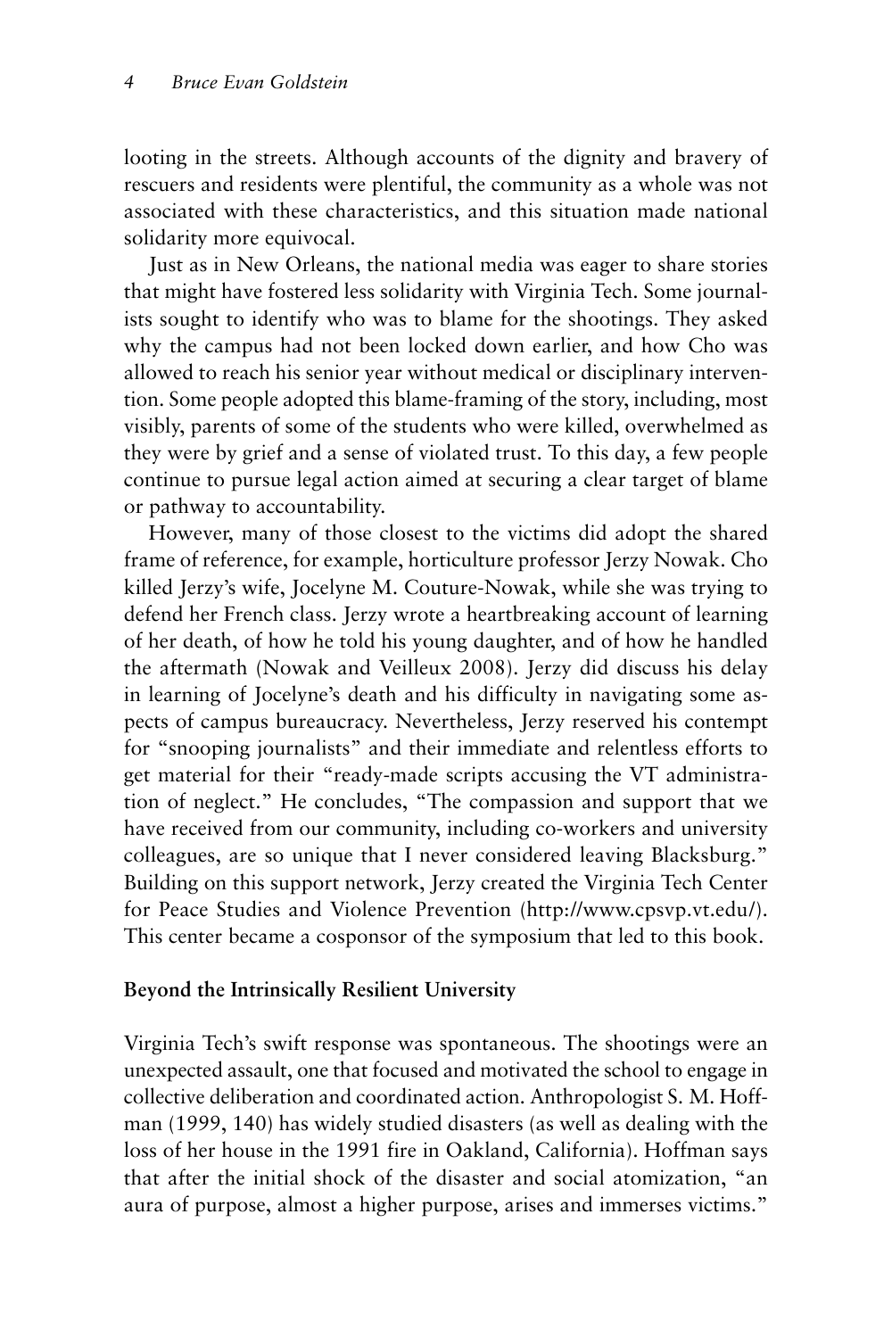looting in the streets. Although accounts of the dignity and bravery of rescuers and residents were plentiful, the community as a whole was not associated with these characteristics, and this situation made national solidarity more equivocal.

Just as in New Orleans, the national media was eager to share stories that might have fostered less solidarity with Virginia Tech. Some journalists sought to identify who was to blame for the shootings. They asked why the campus had not been locked down earlier, and how Cho was allowed to reach his senior year without medical or disciplinary intervention. Some people adopted this blame-framing of the story, including, most visibly, parents of some of the students who were killed, overwhelmed as they were by grief and a sense of violated trust. To this day, a few people continue to pursue legal action aimed at securing a clear target of blame or pathway to accountability.

However, many of those closest to the victims did adopt the shared frame of reference, for example, horticulture professor Jerzy Nowak. Cho killed Jerzy's wife, Jocelyne M. Couture-Nowak, while she was trying to defend her French class. Jerzy wrote a heartbreaking account of learning of her death, of how he told his young daughter, and of how he handled the aftermath (Nowak and Veilleux 2008). Jerzy did discuss his delay in learning of Jocelyne's death and his difficulty in navigating some aspects of campus bureaucracy. Nevertheless, Jerzy reserved his contempt for "snooping journalists" and their immediate and relentless efforts to get material for their "ready-made scripts accusing the VT administration of neglect." He concludes, "The compassion and support that we have received from our community, including co-workers and university colleagues, are so unique that I never considered leaving Blacksburg." Building on this support network, Jerzy created the Virginia Tech Center for Peace Studies and Violence Prevention (http://www.cpsvp.vt.edu/). This center became a cosponsor of the symposium that led to this book.

## Beyond the Intrinsically Resilient University

Virginia Tech's swift response was spontaneous. The shootings were an unexpected assault, one that focused and motivated the school to engage in collective deliberation and coordinated action. Anthropologist S. M. Hoffman (1999, 140) has widely studied disasters (as well as dealing with the loss of her house in the 1991 fire in Oakland, California). Hoffman says that after the initial shock of the disaster and social atomization, "an aura of purpose, almost a higher purpose, arises and immerses victims."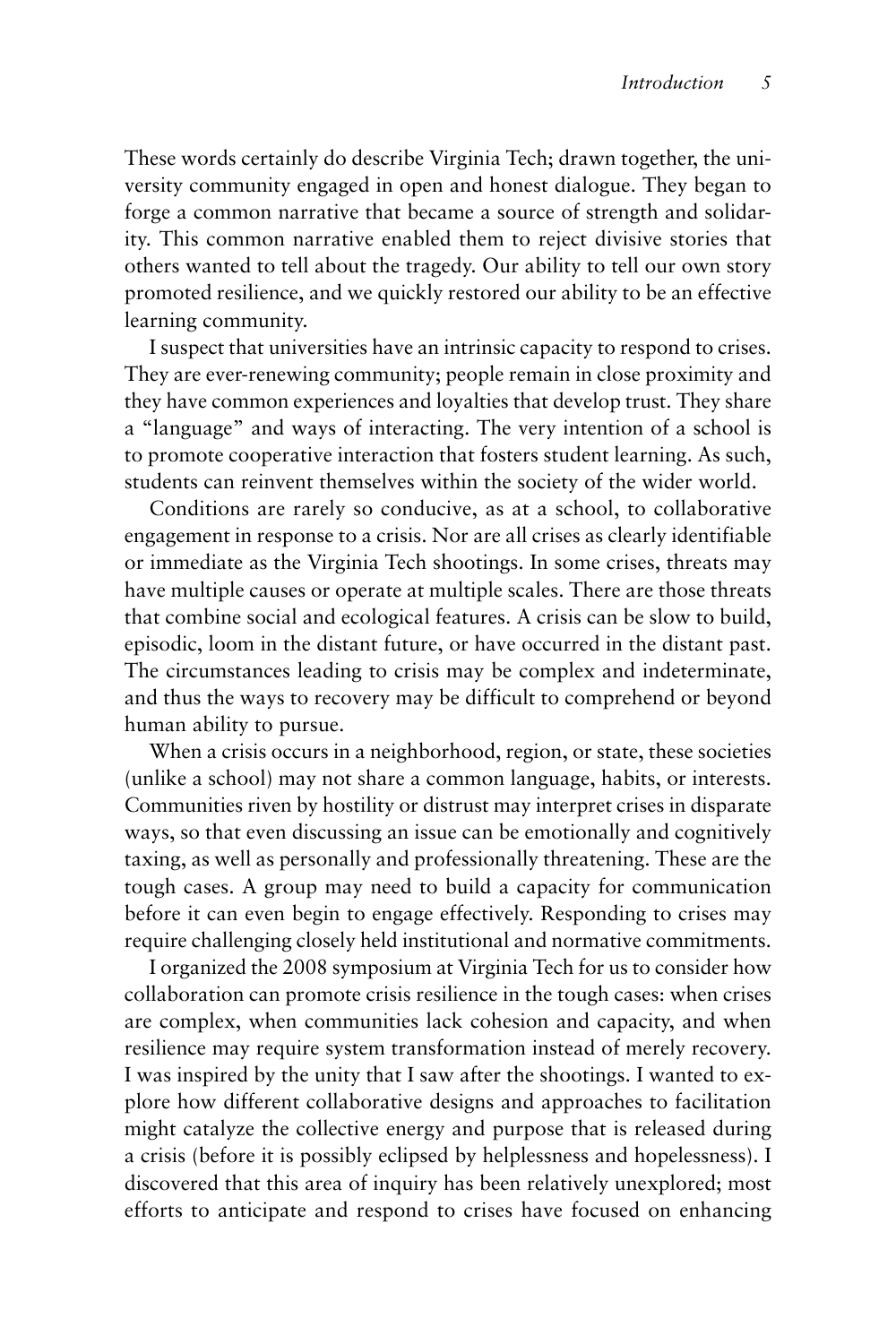These words certainly do describe Virginia Tech; drawn together, the university community engaged in open and honest dialogue. They began to forge a common narrative that became a source of strength and solidarity. This common narrative enabled them to reject divisive stories that others wanted to tell about the tragedy. Our ability to tell our own story promoted resilience, and we quickly restored our ability to be an effective learning community.

I suspect that universities have an intrinsic capacity to respond to crises. They are ever-renewing community; people remain in close proximity and they have common experiences and loyalties that develop trust. They share a "language" and ways of interacting. The very intention of a school is to promote cooperative interaction that fosters student learning. As such, students can reinvent themselves within the society of the wider world.

Conditions are rarely so conducive, as at a school, to collaborative engagement in response to a crisis. Nor are all crises as clearly identifiable or immediate as the Virginia Tech shootings. In some crises, threats may have multiple causes or operate at multiple scales. There are those threats that combine social and ecological features. A crisis can be slow to build, episodic, loom in the distant future, or have occurred in the distant past. The circumstances leading to crisis may be complex and indeterminate, and thus the ways to recovery may be difficult to comprehend or beyond human ability to pursue.

When a crisis occurs in a neighborhood, region, or state, these societies (unlike a school) may not share a common language, habits, or interests. Communities riven by hostility or distrust may interpret crises in disparate ways, so that even discussing an issue can be emotionally and cognitively taxing, as well as personally and professionally threatening. These are the tough cases. A group may need to build a capacity for communication before it can even begin to engage effectively. Responding to crises may require challenging closely held institutional and normative commitments.

I organized the 2008 symposium at Virginia Tech for us to consider how collaboration can promote crisis resilience in the tough cases: when crises are complex, when communities lack cohesion and capacity, and when resilience may require system transformation instead of merely recovery. I was inspired by the unity that I saw after the shootings. I wanted to explore how different collaborative designs and approaches to facilitation might catalyze the collective energy and purpose that is released during a crisis (before it is possibly eclipsed by helplessness and hopelessness). I discovered that this area of inquiry has been relatively unexplored; most efforts to anticipate and respond to crises have focused on enhancing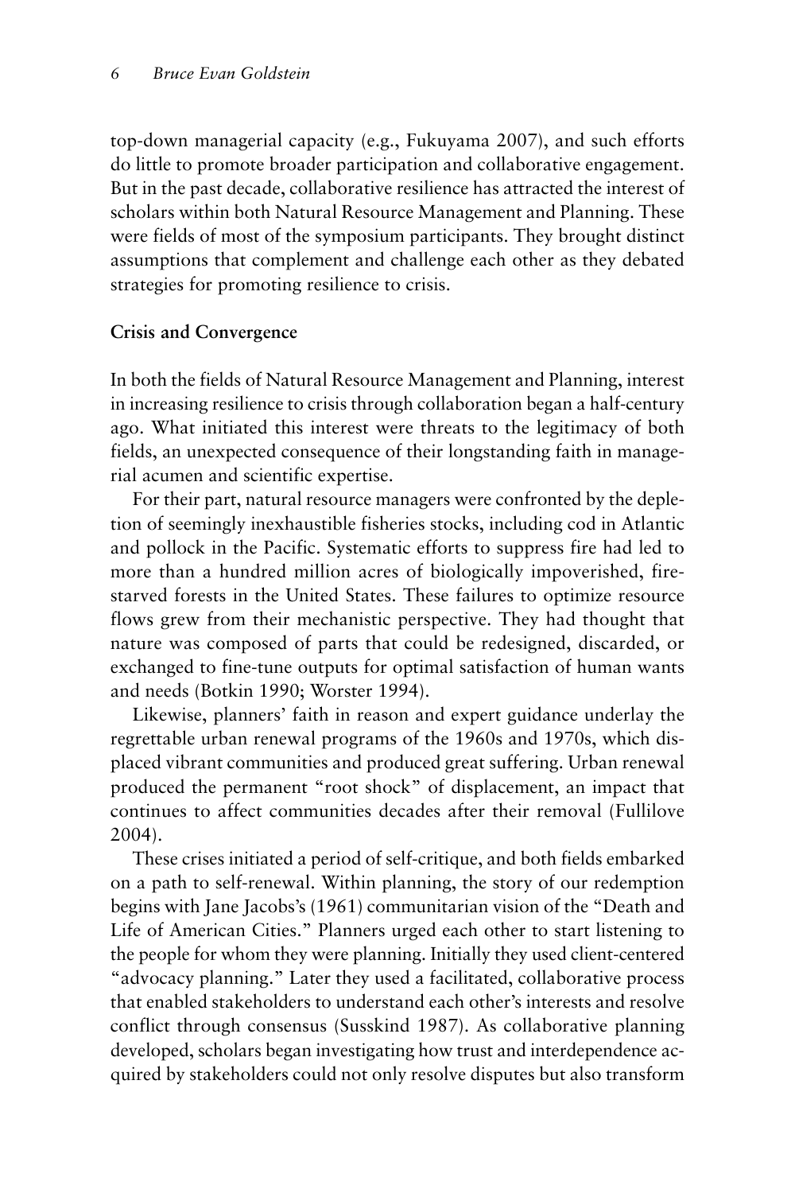top-down managerial capacity (e.g., Fukuyama 2007), and such efforts do little to promote broader participation and collaborative engagement. But in the past decade, collaborative resilience has attracted the interest of scholars within both Natural Resource Management and Planning. These were fields of most of the symposium participants. They brought distinct assumptions that complement and challenge each other as they debated strategies for promoting resilience to crisis.

## Crisis and Convergence

In both the fields of Natural Resource Management and Planning, interest in increasing resilience to crisis through collaboration began a half-century ago. What initiated this interest were threats to the legitimacy of both fields, an unexpected consequence of their longstanding faith in managerial acumen and scientific expertise.

For their part, natural resource managers were confronted by the depletion of seemingly inexhaustible fisheries stocks, including cod in Atlantic and pollock in the Pacific. Systematic efforts to suppress fire had led to more than a hundred million acres of biologically impoverished, fire-starved forests in the United States. These failures to optimize resource flows grew from their mechanistic perspective. They had thought that nature was composed of parts that could be redesigned, discarded, or exchanged to fine-tune outputs for optimal satisfaction of human wants and needs (Botkin 1990; Worster 1994).

Likewise, planners' faith in reason and expert guidance underlay the regrettable urban renewal programs of the 1960s and 1970s, which displaced vibrant communities and produced great suffering. Urban renewal produced the permanent "root shock" of displacement, an impact that continues to affect communities decades after their removal (Fullilove 2004).

These crises initiated a period of self-critique, and both fields embarked on a path to self-renewal. Within planning, the story of our redemption begins with Jane Jacobs's (1961) communitarian vision of the "Death and Life of American Cities." Planners urged each other to start listening to the people for whom they were planning. Initially they used client-centered "advocacy planning." Later they used a facilitated, collaborative process that enabled stakeholders to understand each other's interests and resolve conflict through consensus (Susskind 1987). As collaborative planning developed, scholars began investigating how trust and interdependence acquired by stakeholders could not only resolve disputes but also transform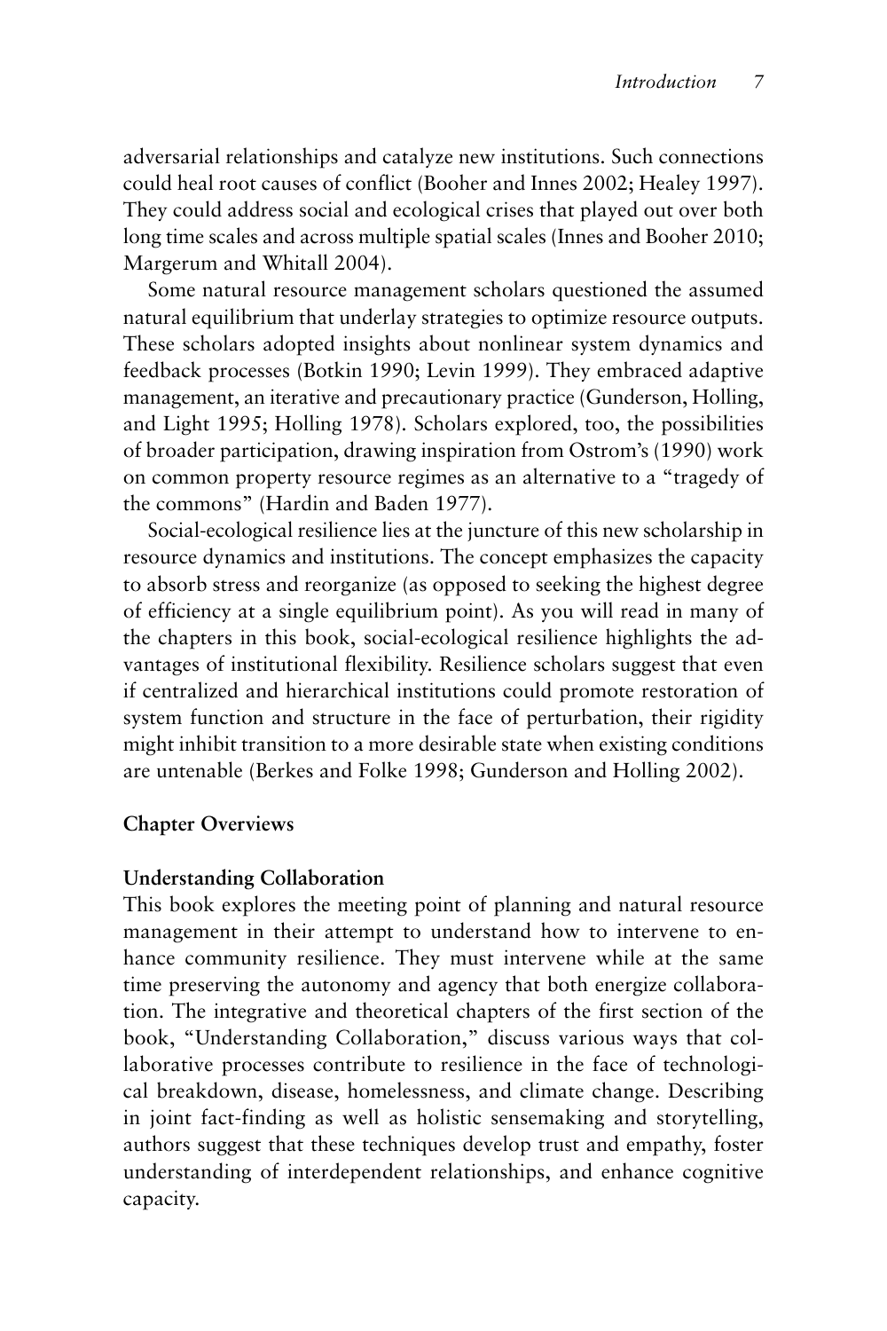adversarial relationships and catalyze new institutions. Such connections could heal root causes of conflict (Booher and Innes 2002; Healey 1997). They could address social and ecological crises that played out over both long time scales and across multiple spatial scales (Innes and Booher 2010; Margerum and Whitall 2004).

Some natural resource management scholars questioned the assumed natural equilibrium that underlay strategies to optimize resource outputs. These scholars adopted insights about nonlinear system dynamics and feedback processes (Botkin 1990; Levin 1999). They embraced adaptive management, an iterative and precautionary practice (Gunderson, Holling, and Light 1995; Holling 1978). Scholars explored, too, the possibilities of broader participation, drawing inspiration from Ostrom's (1990) work on common property resource regimes as an alternative to a "tragedy of the commons" (Hardin and Baden 1977).

Social-ecological resilience lies at the juncture of this new scholarship in resource dynamics and institutions. The concept emphasizes the capacity to absorb stress and reorganize (as opposed to seeking the highest degree of efficiency at a single equilibrium point). As you will read in many of the chapters in this book, social-ecological resilience highlights the advantages of institutional flexibility. Resilience scholars suggest that even if centralized and hierarchical institutions could promote restoration of system function and structure in the face of perturbation, their rigidity might inhibit transition to a more desirable state when existing conditions are untenable (Berkes and Folke 1998; Gunderson and Holling 2002).

## Chapter Overviews

### Understanding Collaboration

This book explores the meeting point of planning and natural resource management in their attempt to understand how to intervene to enhance community resilience. They must intervene while at the same time preserving the autonomy and agency that both energize collaboration. The integrative and theoretical chapters of the first section of the book, "Understanding Collaboration," discuss various ways that collaborative processes contribute to resilience in the face of technological breakdown, disease, homelessness, and climate change. Describing in joint fact-finding as well as holistic sensemaking and storytelling, authors suggest that these techniques develop trust and empathy, foster understanding of interdependent relationships, and enhance cognitive capacity.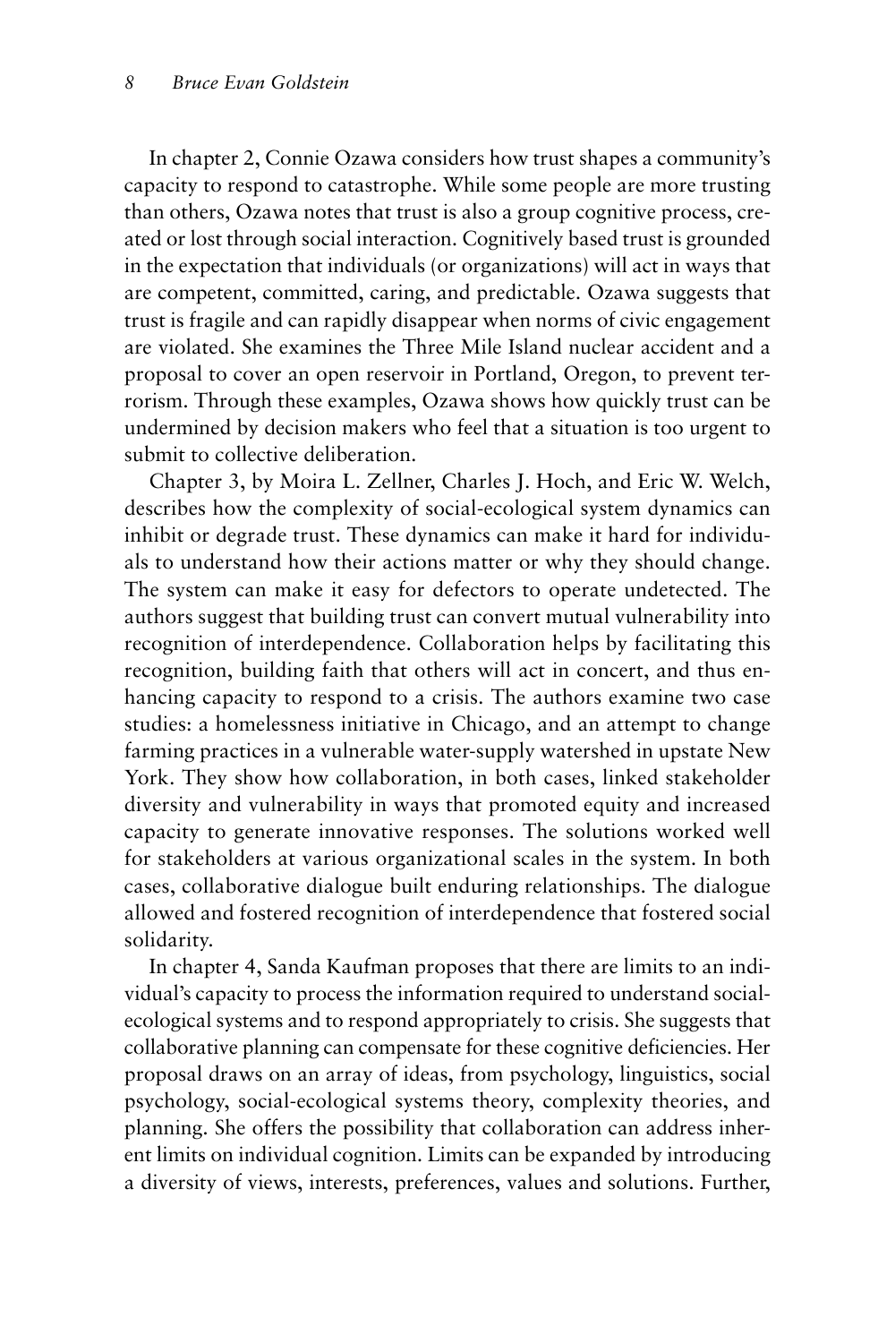In chapter 2, Connie Ozawa considers how trust shapes a community's capacity to respond to catastrophe. While some people are more trusting than others, Ozawa notes that trust is also a group cognitive process, created or lost through social interaction. Cognitively based trust is grounded in the expectation that individuals (or organizations) will act in ways that are competent, committed, caring, and predictable. Ozawa suggests that trust is fragile and can rapidly disappear when norms of civic engagement are violated. She examines the Three Mile Island nuclear accident and a proposal to cover an open reservoir in Portland, Oregon, to prevent terrorism. Through these examples, Ozawa shows how quickly trust can be undermined by decision makers who feel that a situation is too urgent to submit to collective deliberation.

Chapter 3, by Moira L. Zellner, Charles J. Hoch, and Eric W. Welch, describes how the complexity of social-ecological system dynamics can inhibit or degrade trust. These dynamics can make it hard for individuals to understand how their actions matter or why they should change. The system can make it easy for defectors to operate undetected. The authors suggest that building trust can convert mutual vulnerability into recognition of interdependence. Collaboration helps by facilitating this recognition, building faith that others will act in concert, and thus enhancing capacity to respond to a crisis. The authors examine two case studies: a homelessness initiative in Chicago, and an attempt to change farming practices in a vulnerable water-supply watershed in upstate New York. They show how collaboration, in both cases, linked stakeholder diversity and vulnerability in ways that promoted equity and increased capacity to generate innovative responses. The solutions worked well for stakeholders at various organizational scales in the system. In both cases, collaborative dialogue built enduring relationships. The dialogue allowed and fostered recognition of interdependence that fostered social solidarity.

In chapter 4, Sanda Kaufman proposes that there are limits to an individual's capacity to process the information required to understand social-ecological systems and to respond appropriately to crisis. She suggests that collaborative planning can compensate for these cognitive deficiencies. Her proposal draws on an array of ideas, from psychology, linguistics, social psychology, social-ecological systems theory, complexity theories, and planning. She offers the possibility that collaboration can address inherent limits on individual cognition. Limits can be expanded by introducing a diversity of views, interests, preferences, values and solutions. Further,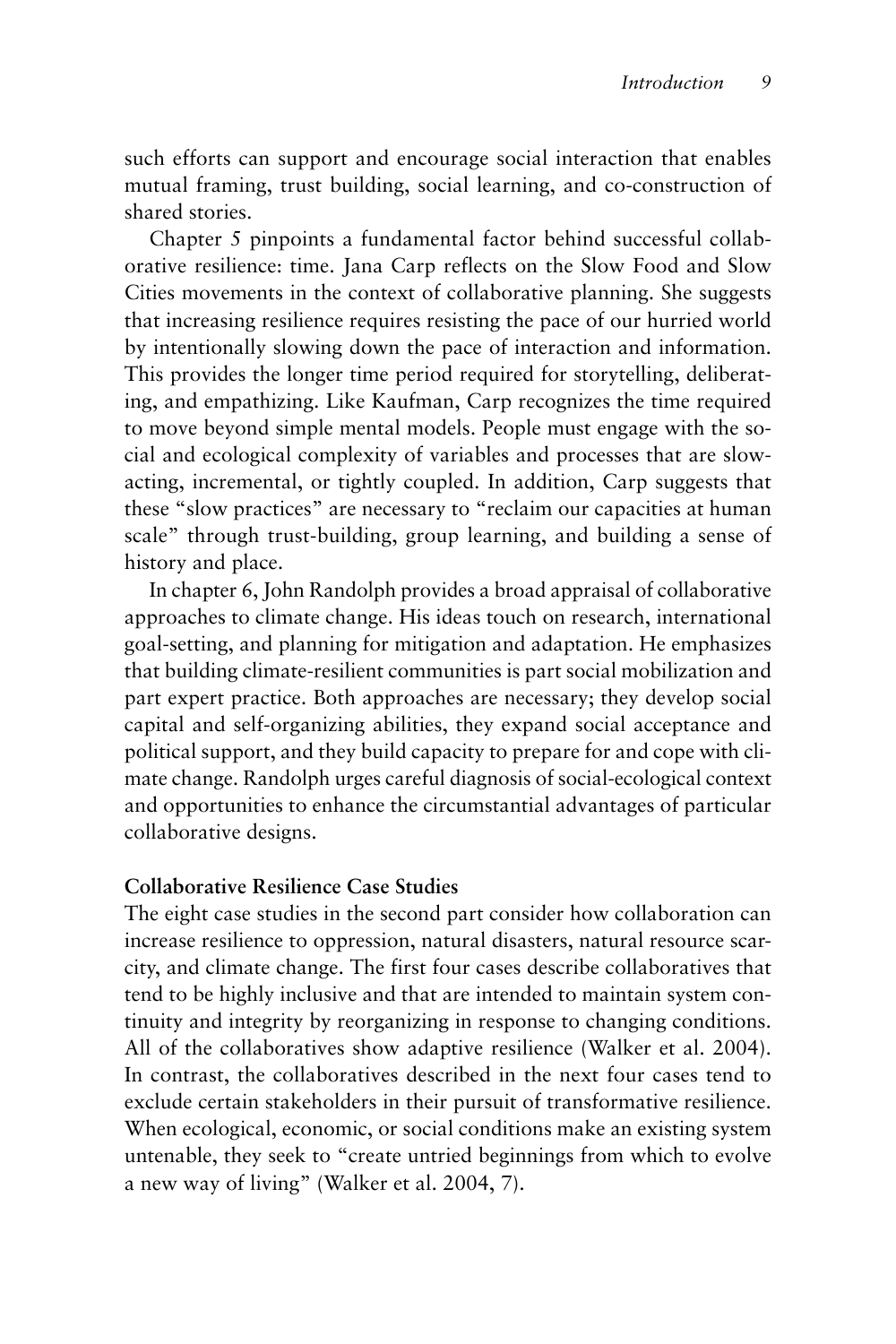such efforts can support and encourage social interaction that enables mutual framing, trust building, social learning, and co-construction of shared stories.

Chapter 5 pinpoints a fundamental factor behind successful collaborative resilience: time. Jana Carp reflects on the Slow Food and Slow Cities movements in the context of collaborative planning. She suggests that increasing resilience requires resisting the pace of our hurried world by intentionally slowing down the pace of interaction and information. This provides the longer time period required for storytelling, deliberating, and empathizing. Like Kaufman, Carp recognizes the time required to move beyond simple mental models. People must engage with the social and ecological complexity of variables and processes that are slow-acting, incremental, or tightly coupled. In addition, Carp suggests that these "slow practices" are necessary to "reclaim our capacities at human scale" through trust-building, group learning, and building a sense of history and place.

In chapter 6, John Randolph provides a broad appraisal of collaborative approaches to climate change. His ideas touch on research, international goal-setting, and planning for mitigation and adaptation. He emphasizes that building climate-resilient communities is part social mobilization and part expert practice. Both approaches are necessary; they develop social capital and self-organizing abilities, they expand social acceptance and political support, and they build capacity to prepare for and cope with climate change. Randolph urges careful diagnosis of social-ecological context and opportunities to enhance the circumstantial advantages of particular collaborative designs.

### Collaborative Resilience Case Studies

The eight case studies in the second part consider how collaboration can increase resilience to oppression, natural disasters, natural resource scarcity, and climate change. The first four cases describe collaboratives that tend to be highly inclusive and that are intended to maintain system continuity and integrity by reorganizing in response to changing conditions. All of the collaboratives show adaptive resilience (Walker et al. 2004). In contrast, the collaboratives described in the next four cases tend to exclude certain stakeholders in their pursuit of transformative resilience. When ecological, economic, or social conditions make an existing system untenable, they seek to "create untried beginnings from which to evolve a new way of living" (Walker et al. 2004, 7).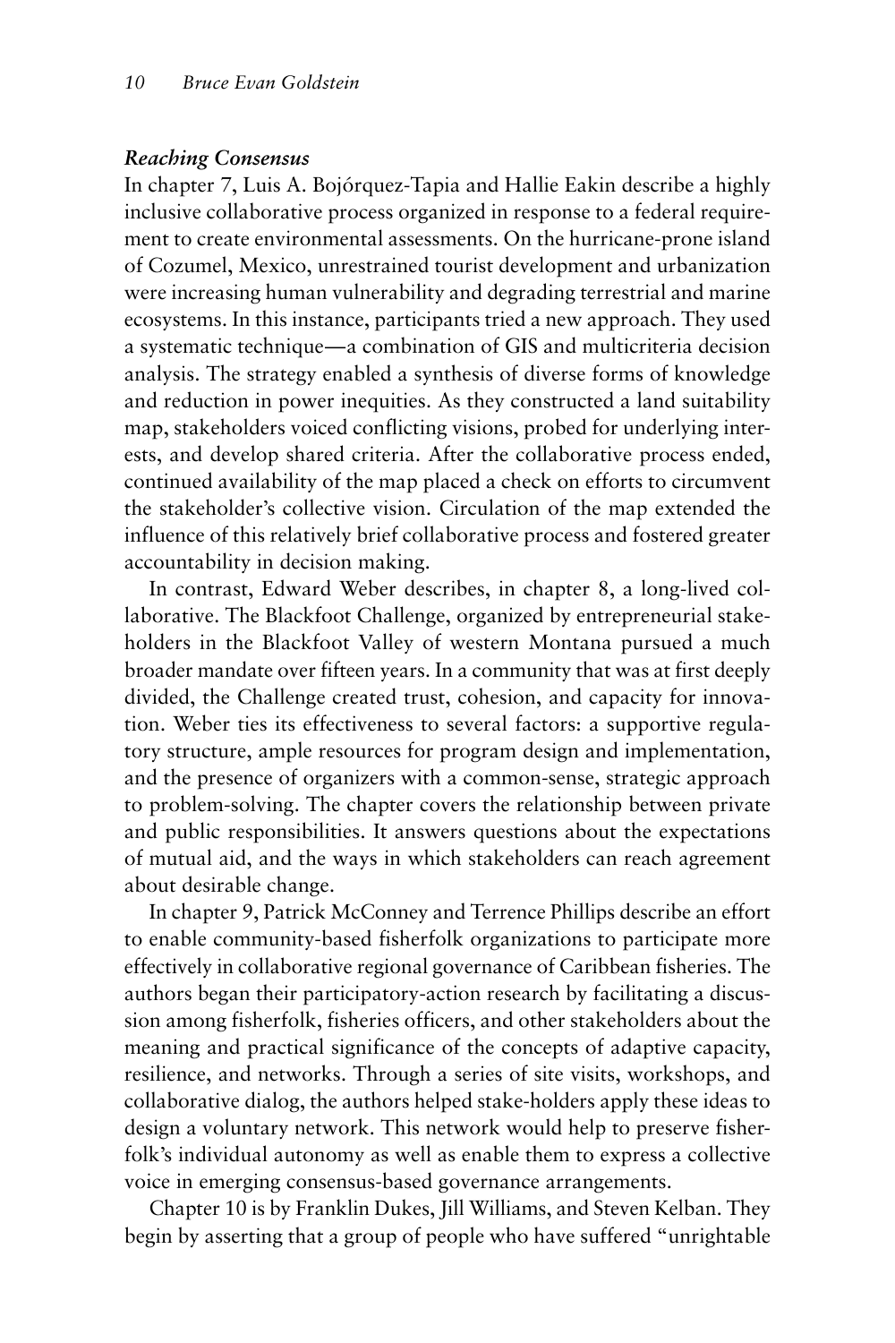### *Reaching Consensus*

In chapter 7, Luis A. Bojórquez-Tapia and Hallie Eakin describe a highly inclusive collaborative process organized in response to a federal requirement to create environmental assessments. On the hurricane-prone island of Cozumel, Mexico, unrestrained tourist development and urbanization were increasing human vulnerability and degrading terrestrial and marine ecosystems. In this instance, participants tried a new approach. They used a systematic technique—a combination of GIS and multicriteria decision analysis. The strategy enabled a synthesis of diverse forms of knowledge and reduction in power inequities. As they constructed a land suitability map, stakeholders voiced conflicting visions, probed for underlying interests, and develop shared criteria. After the collaborative process ended, continued availability of the map placed a check on efforts to circumvent the stakeholder's collective vision. Circulation of the map extended the influence of this relatively brief collaborative process and fostered greater accountability in decision making.

In contrast, Edward Weber describes, in chapter 8, a long-lived collaborative. The Blackfoot Challenge, organized by entrepreneurial stakeholders in the Blackfoot Valley of western Montana pursued a much broader mandate over fifteen years. In a community that was at first deeply divided, the Challenge created trust, cohesion, and capacity for innovation. Weber ties its effectiveness to several factors: a supportive regulatory structure, ample resources for program design and implementation, and the presence of organizers with a common-sense, strategic approach to problem-solving. The chapter covers the relationship between private and public responsibilities. It answers questions about the expectations of mutual aid, and the ways in which stakeholders can reach agreement about desirable change.

In chapter 9, Patrick McConney and Terrence Phillips describe an effort to enable community-based fisherfolk organizations to participate more effectively in collaborative regional governance of Caribbean fisheries. The authors began their participatory-action research by facilitating a discussion among fisherfolk, fisheries officers, and other stakeholders about the meaning and practical significance of the concepts of adaptive capacity, resilience, and networks. Through a series of site visits, workshops, and collaborative dialog, the authors helped stake-holders apply these ideas to design a voluntary network. This network would help to preserve fisherfolk's individual autonomy as well as enable them to express a collective voice in emerging consensus-based governance arrangements.

Chapter 10 is by Franklin Dukes, Jill Williams, and Steven Kelban. They begin by asserting that a group of people who have suffered "unrightable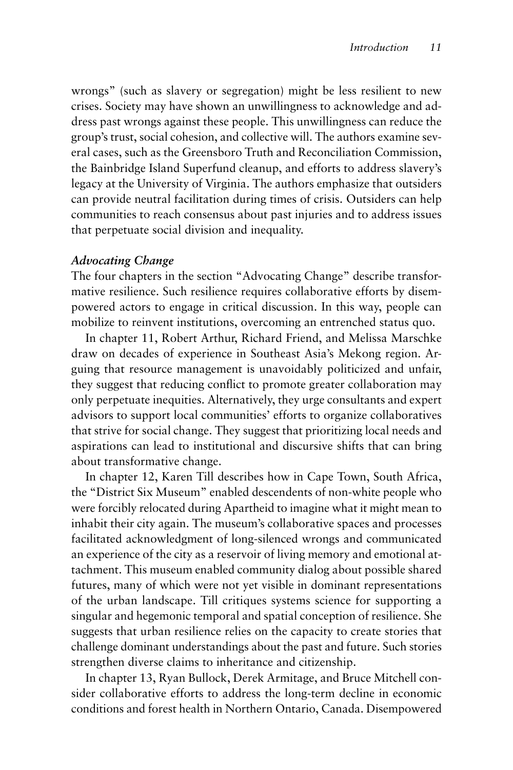wrongs" (such as slavery or segregation) might be less resilient to new crises. Society may have shown an unwillingness to acknowledge and address past wrongs against these people. This unwillingness can reduce the group's trust, social cohesion, and collective will. The authors examine several cases, such as the Greensboro Truth and Reconciliation Commission, the Bainbridge Island Superfund cleanup, and efforts to address slavery's legacy at the University of Virginia. The authors emphasize that outsiders can provide neutral facilitation during times of crisis. Outsiders can help communities to reach consensus about past injuries and to address issues that perpetuate social division and inequality.

### *Advocating Change*

The four chapters in the section "Advocating Change" describe transformative resilience. Such resilience requires collaborative efforts by disempowered actors to engage in critical discussion. In this way, people can mobilize to reinvent institutions, overcoming an entrenched status quo.

In chapter 11, Robert Arthur, Richard Friend, and Melissa Marschke draw on decades of experience in Southeast Asia's Mekong region. Arguing that resource management is unavoidably politicized and unfair, they suggest that reducing conflict to promote greater collaboration may only perpetuate inequities. Alternatively, they urge consultants and expert advisors to support local communities' efforts to organize collaboratives that strive for social change. They suggest that prioritizing local needs and aspirations can lead to institutional and discursive shifts that can bring about transformative change.

In chapter 12, Karen Till describes how in Cape Town, South Africa, the "District Six Museum" enabled descendents of non-white people who were forcibly relocated during Apartheid to imagine what it might mean to inhabit their city again. The museum's collaborative spaces and processes facilitated acknowledgment of long-silenced wrongs and communicated an experience of the city as a reservoir of living memory and emotional attachment. This museum enabled community dialog about possible shared futures, many of which were not yet visible in dominant representations of the urban landscape. Till critiques systems science for supporting a singular and hegemonic temporal and spatial conception of resilience. She suggests that urban resilience relies on the capacity to create stories that challenge dominant understandings about the past and future. Such stories strengthen diverse claims to inheritance and citizenship.

In chapter 13, Ryan Bullock, Derek Armitage, and Bruce Mitchell consider collaborative efforts to address the long-term decline in economic conditions and forest health in Northern Ontario, Canada. Disempowered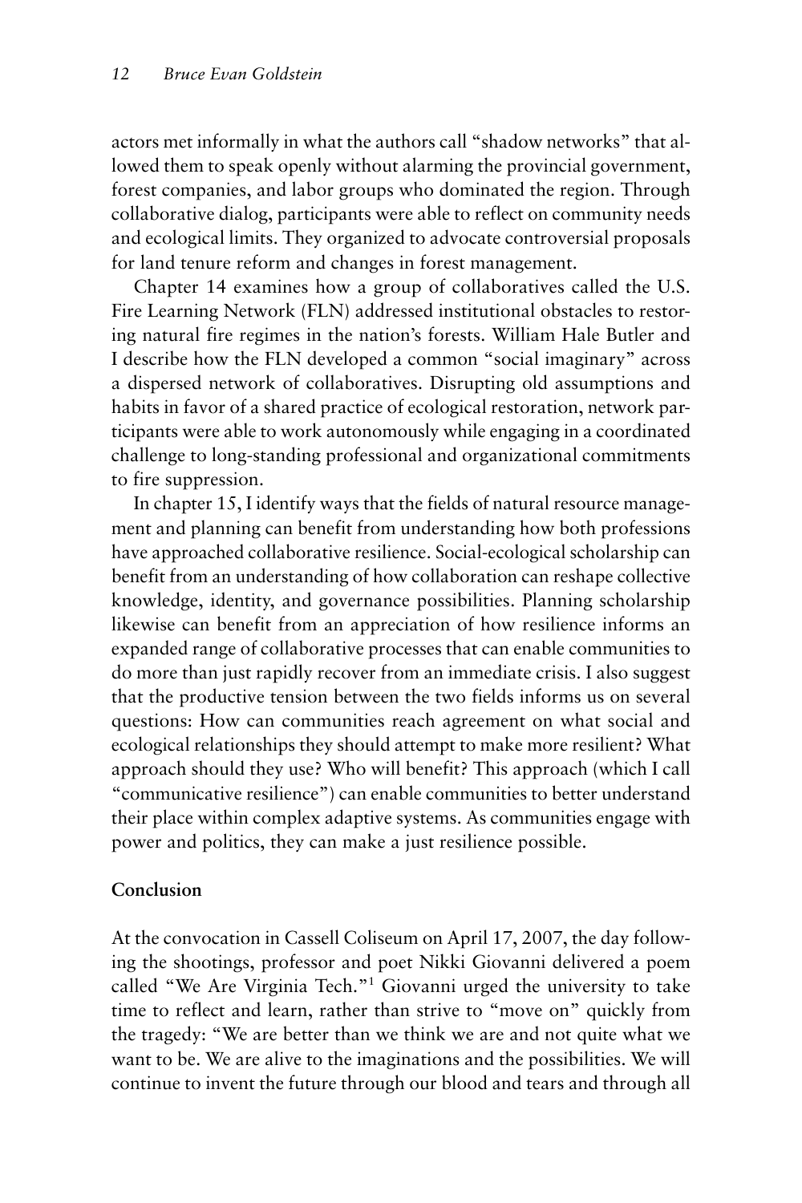actors met informally in what the authors call "shadow networks" that allowed them to speak openly without alarming the provincial government, forest companies, and labor groups who dominated the region. Through collaborative dialog, participants were able to reflect on community needs and ecological limits. They organized to advocate controversial proposals for land tenure reform and changes in forest management.

Chapter 14 examines how a group of collaboratives called the U.S. Fire Learning Network (FLN) addressed institutional obstacles to restoring natural fire regimes in the nation's forests. William Hale Butler and I describe how the FLN developed a common "social imaginary" across a dispersed network of collaboratives. Disrupting old assumptions and habits in favor of a shared practice of ecological restoration, network participants were able to work autonomously while engaging in a coordinated challenge to long-standing professional and organizational commitments to fire suppression.

In chapter 15, I identify ways that the fields of natural resource management and planning can benefit from understanding how both professions have approached collaborative resilience. Social-ecological scholarship can benefit from an understanding of how collaboration can reshape collective knowledge, identity, and governance possibilities. Planning scholarship likewise can benefit from an appreciation of how resilience informs an expanded range of collaborative processes that can enable communities to do more than just rapidly recover from an immediate crisis. I also suggest that the productive tension between the two fields informs us on several questions: How can communities reach agreement on what social and ecological relationships they should attempt to make more resilient? What approach should they use? Who will benefit? This approach (which I call "communicative resilience") can enable communities to better understand their place within complex adaptive systems. As communities engage with power and politics, they can make a just resilience possible.

## Conclusion

At the convocation in Cassell Coliseum on April 17, 2007, the day following the shootings, professor and poet Nikki Giovanni delivered a poem called "We Are Virginia Tech."[1] Giovanni urged the university to take time to reflect and learn, rather than strive to "move on" quickly from the tragedy: "We are better than we think we are and not quite what we want to be. We are alive to the imaginations and the possibilities. We will continue to invent the future through our blood and tears and through all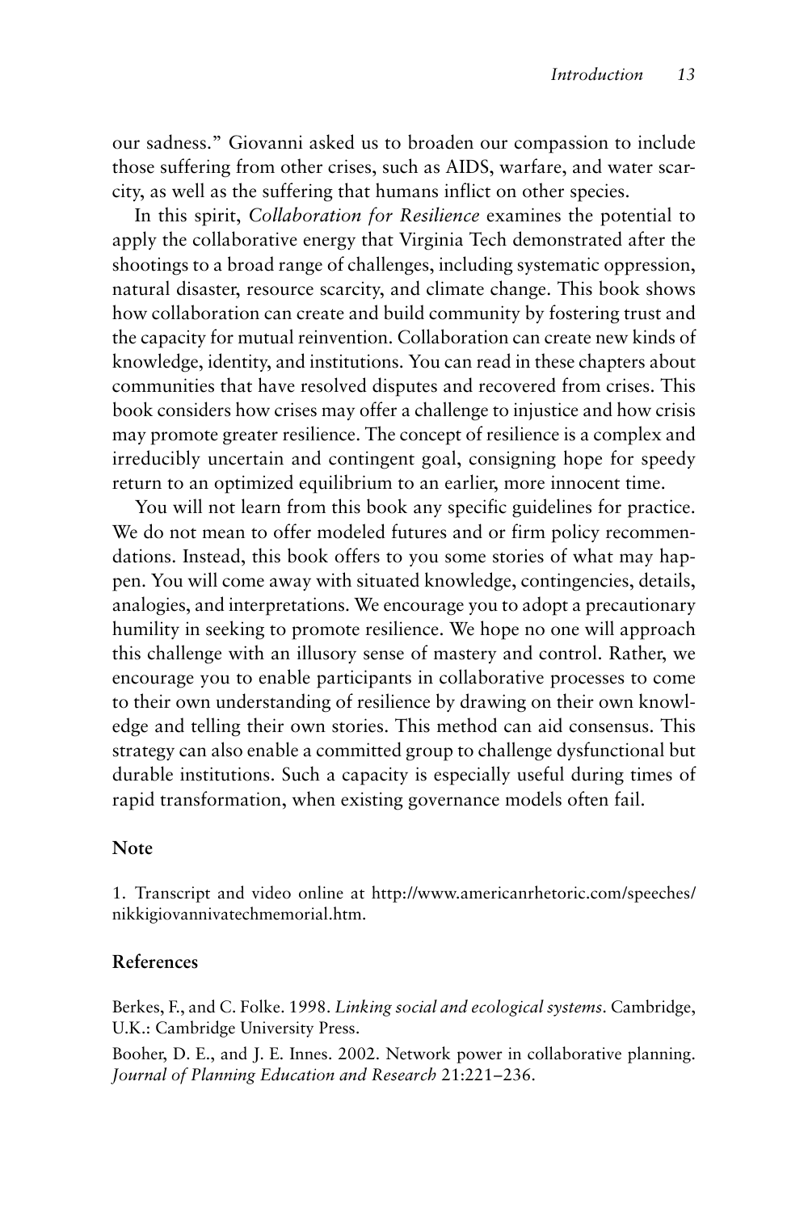our sadness." Giovanni asked us to broaden our compassion to include those suffering from other crises, such as AIDS, warfare, and water scarcity, as well as the suffering that humans inflict on other species.

In this spirit, *Collaboration for Resilience* examines the potential to apply the collaborative energy that Virginia Tech demonstrated after the shootings to a broad range of challenges, including systematic oppression, natural disaster, resource scarcity, and climate change. This book shows how collaboration can create and build community by fostering trust and the capacity for mutual reinvention. Collaboration can create new kinds of knowledge, identity, and institutions. You can read in these chapters about communities that have resolved disputes and recovered from crises. This book considers how crises may offer a challenge to injustice and how crisis may promote greater resilience. The concept of resilience is a complex and irreducibly uncertain and contingent goal, consigning hope for speedy return to an optimized equilibrium to an earlier, more innocent time.

You will not learn from this book any specific guidelines for practice. We do not mean to offer modeled futures and or firm policy recommendations. Instead, this book offers to you some stories of what may happen. You will come away with situated knowledge, contingencies, details, analogies, and interpretations. We encourage you to adopt a precautionary humility in seeking to promote resilience. We hope no one will approach this challenge with an illusory sense of mastery and control. Rather, we encourage you to enable participants in collaborative processes to come to their own understanding of resilience by drawing on their own knowledge and telling their own stories. This method can aid consensus. This strategy can also enable a committed group to challenge dysfunctional but durable institutions. Such a capacity is especially useful during times of rapid transformation, when existing governance models often fail.

## Note

1. Transcript and video online at http://www.americanrhetoric.com/speeches/nikkigiovannivatechmemorial.htm.

## References

Berkes, F., and C. Folke. 1998. *Linking social and ecological systems*. Cambridge, U.K.: Cambridge University Press.

Booher, D. E., and J. E. Innes. 2002. Network power in collaborative planning. *Journal of Planning Education and Research* 21:221–236.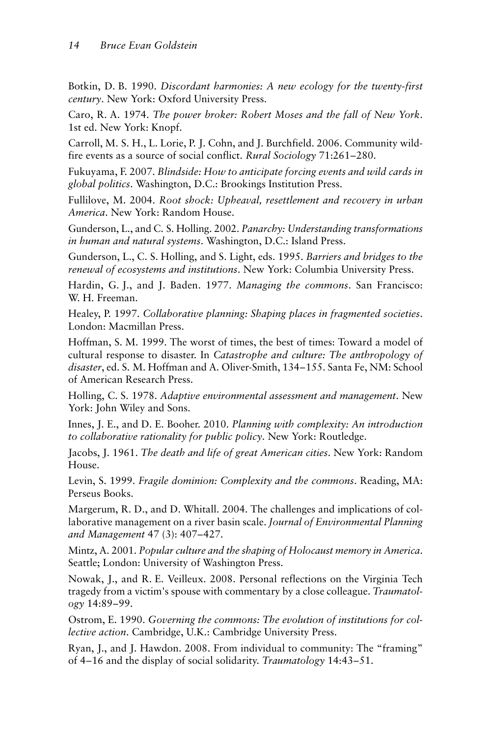Botkin, D. B. 1990. *Discordant harmonies: A new ecology for the twenty-first century*. New York: Oxford University Press.

Caro, R. A. 1974. *The power broker: Robert Moses and the fall of New York*. 1st ed. New York: Knopf.

Carroll, M. S. H., L. Lorie, P. J. Cohn, and J. Burchfield. 2006. Community wildfire events as a source of social conflict. *Rural Sociology* 71:261–280.

Fukuyama, F. 2007. *Blindside: How to anticipate forcing events and wild cards in global politics*. Washington, D.C.: Brookings Institution Press.

Fullilove, M. 2004. *Root shock: Upheaval, resettlement and recovery in urban America*. New York: Random House.

Gunderson, L., and C. S. Holling. 2002. *Panarchy: Understanding transformations in human and natural systems*. Washington, D.C.: Island Press.

Gunderson, L., C. S. Holling, and S. Light, eds. 1995. *Barriers and bridges to the renewal of ecosystems and institutions*. New York: Columbia University Press.

Hardin, G. J., and J. Baden. 1977. *Managing the commons*. San Francisco: W. H. Freeman.

Healey, P. 1997. *Collaborative planning: Shaping places in fragmented societies*. London: Macmillan Press.

Hoffman, S. M. 1999. The worst of times, the best of times: Toward a model of cultural response to disaster. In *Catastrophe and culture: The anthropology of disaster*, ed. S. M. Hoffman and A. Oliver-Smith, 134–155. Santa Fe, NM: School of American Research Press.

Holling, C. S. 1978. *Adaptive environmental assessment and management*. New York: John Wiley and Sons.

Innes, J. E., and D. E. Booher. 2010. *Planning with complexity: An introduction to collaborative rationality for public policy*. New York: Routledge.

Jacobs, J. 1961. *The death and life of great American cities*. New York: Random House.

Levin, S. 1999. *Fragile dominion: Complexity and the commons*. Reading, MA: Perseus Books.

Margerum, R. D., and D. Whitall. 2004. The challenges and implications of collaborative management on a river basin scale. *Journal of Environmental Planning and Management* 47 (3): 407–427.

Mintz, A. 2001. *Popular culture and the shaping of Holocaust memory in America*. Seattle; London: University of Washington Press.

Nowak, J., and R. E. Veilleux. 2008. Personal reflections on the Virginia Tech tragedy from a victim's spouse with commentary by a close colleague. *Traumatology* 14:89–99.

Ostrom, E. 1990. *Governing the commons: The evolution of institutions for collective action*. Cambridge, U.K.: Cambridge University Press.

Ryan, J., and J. Hawdon. 2008. From individual to community: The "framing" of 4–16 and the display of social solidarity. *Traumatology* 14:43–51.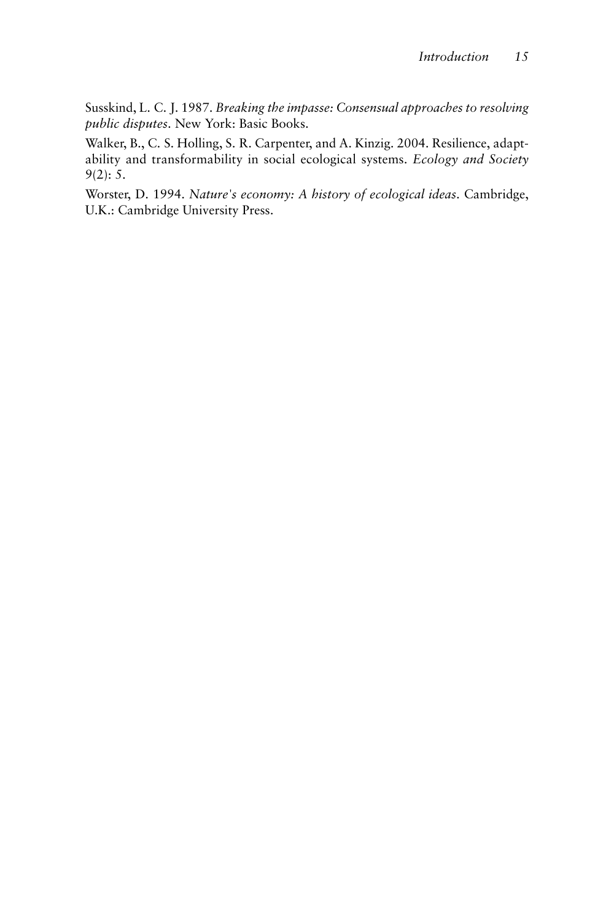Susskind, L. C. J. 1987. *Breaking the impasse: Consensual approaches to resolving public disputes*. New York: Basic Books.

Walker, B., C. S. Holling, S. R. Carpenter, and A. Kinzig. 2004. Resilience, adaptability and transformability in social ecological systems. *Ecology and Society* 9(2): 5.

Worster, D. 1994. *Nature's economy: A history of ecological ideas*. Cambridge, U.K.: Cambridge University Press.